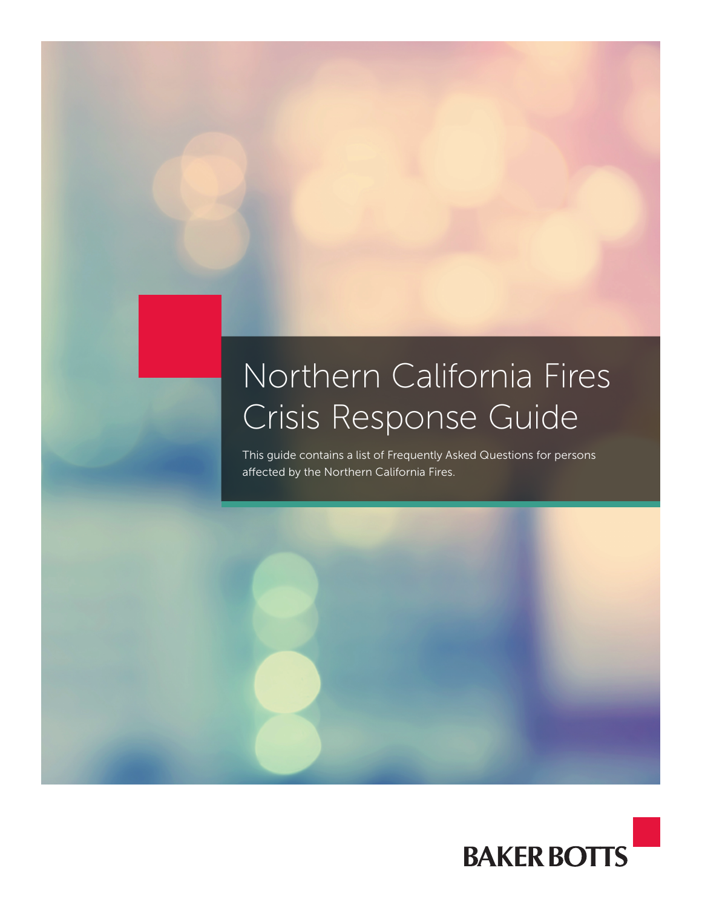# Northern California Fires Crisis Response Guide

This guide contains a list of Frequently Asked Questions for persons affected by the Northern California Fires.

BAKER BOTTS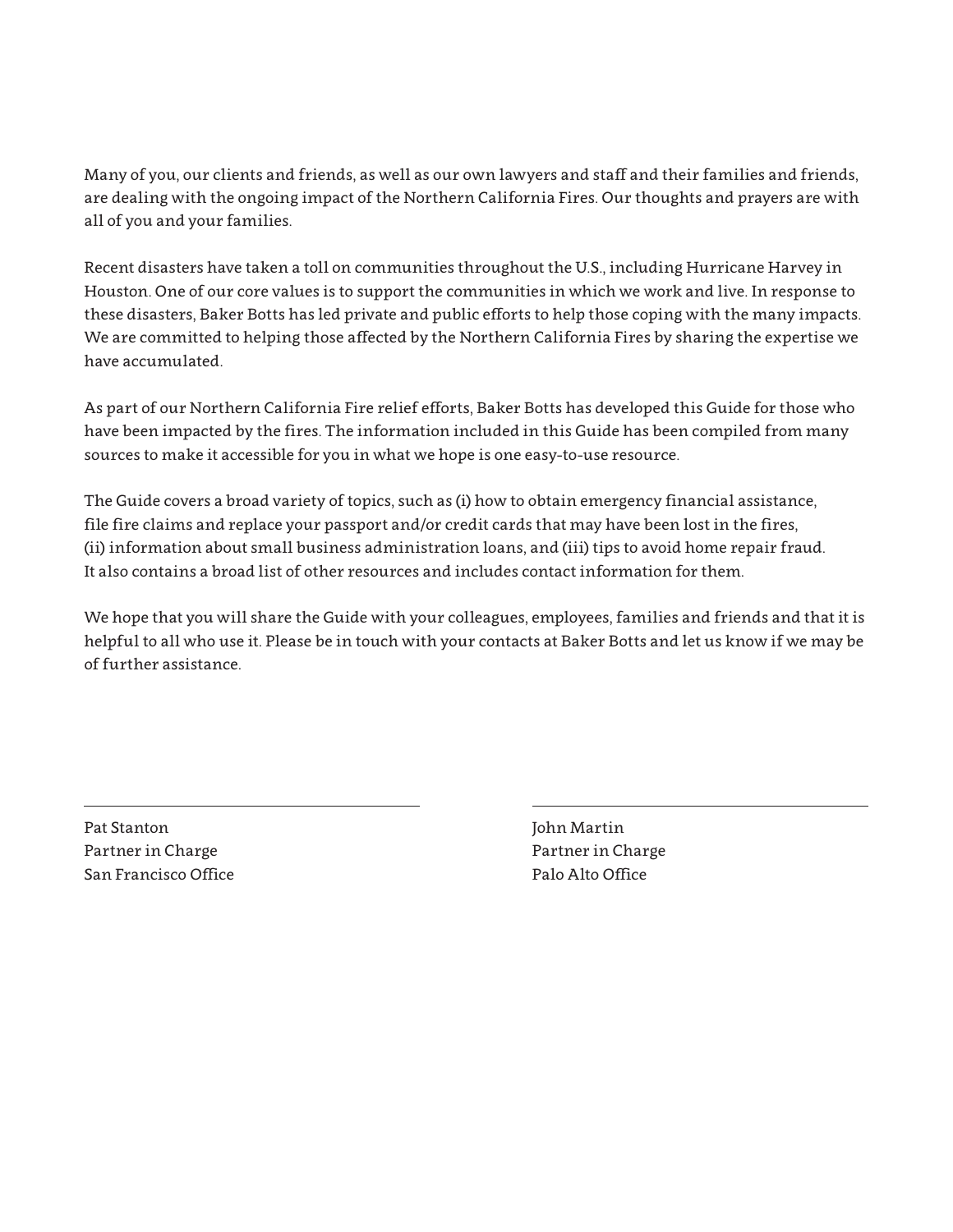Many of you, our clients and friends, as well as our own lawyers and staff and their families and friends, are dealing with the ongoing impact of the Northern California Fires. Our thoughts and prayers are with all of you and your families.

Recent disasters have taken a toll on communities throughout the U.S., including Hurricane Harvey in Houston. One of our core values is to support the communities in which we work and live. In response to these disasters, Baker Botts has led private and public efforts to help those coping with the many impacts. We are committed to helping those affected by the Northern California Fires by sharing the expertise we have accumulated.

As part of our Northern California Fire relief efforts, Baker Botts has developed this Guide for those who have been impacted by the fires. The information included in this Guide has been compiled from many sources to make it accessible for you in what we hope is one easy-to-use resource.

The Guide covers a broad variety of topics, such as (i) how to obtain emergency financial assistance, file fire claims and replace your passport and/or credit cards that may have been lost in the fires, (ii) information about small business administration loans, and (iii) tips to avoid home repair fraud. It also contains a broad list of other resources and includes contact information for them.

We hope that you will share the Guide with your colleagues, employees, families and friends and that it is helpful to all who use it. Please be in touch with your contacts at Baker Botts and let us know if we may be of further assistance.

Pat Stanton
Partner in Charge
San Francisco Office

John Martin
Partner in Charge
Palo Alto Office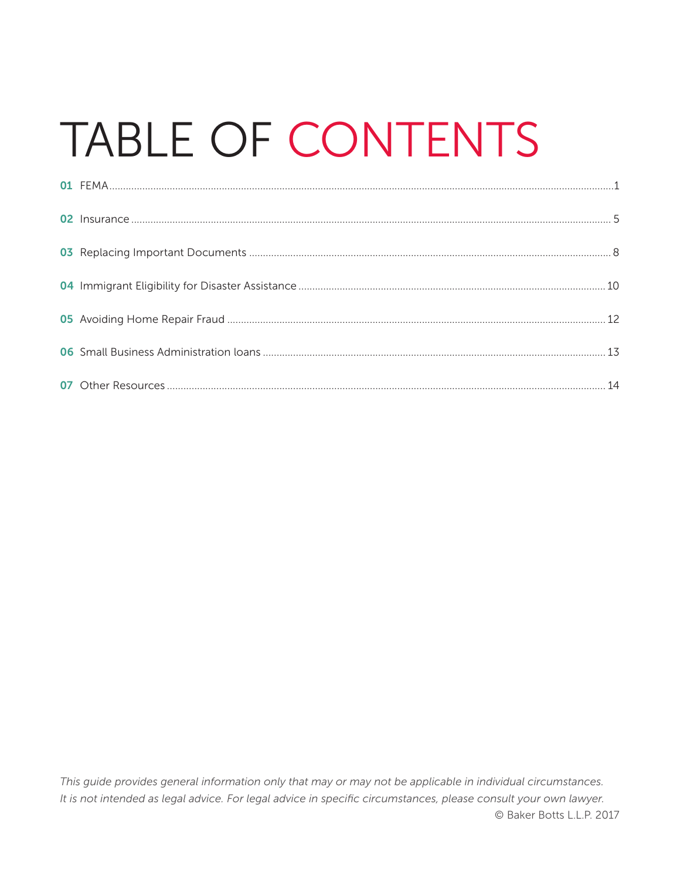# TABLE OF CONTENTS

| | | |
|---|---|---|
| **01** | FEMA | 1 |
| **02** | Insurance | 5 |
| **03** | Replacing Important Documents | 8 |
| **04** | Immigrant Eligibility for Disaster Assistance | 10 |
| **05** | Avoiding Home Repair Fraud | 12 |
| **06** | Small Business Administration loans | 13 |
| **07** | Other Resources | 14 |

*This guide provides general information only that may or may not be applicable in individual circumstances. It is not intended as legal advice. For legal advice in specific circumstances, please consult your own lawyer.*

© Baker Botts L.L.P. 2017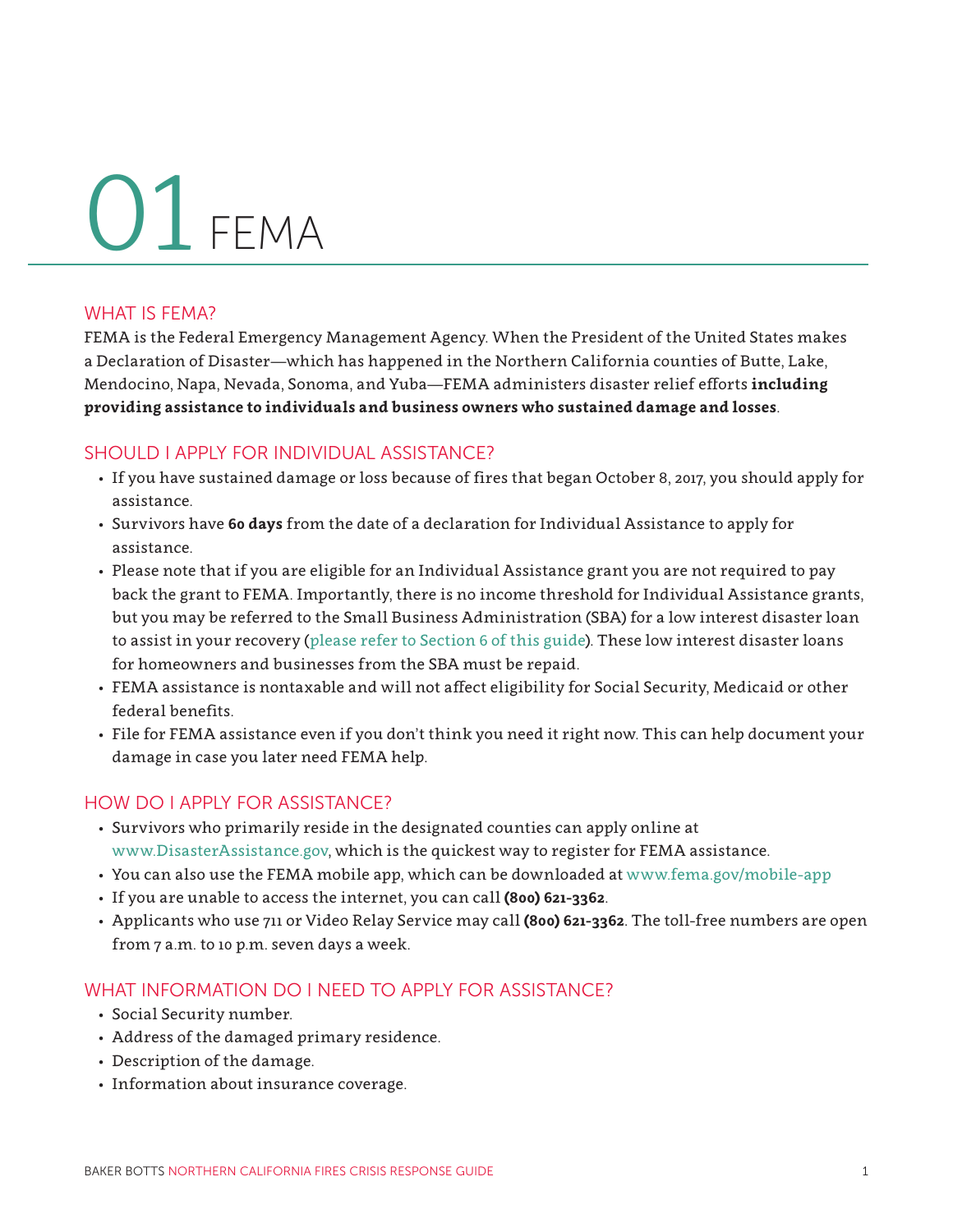# 01 FEMA

## WHAT IS FEMA?

FEMA is the Federal Emergency Management Agency. When the President of the United States makes a Declaration of Disaster—which has happened in the Northern California counties of Butte, Lake, Mendocino, Napa, Nevada, Sonoma, and Yuba—FEMA administers disaster relief efforts **including providing assistance to individuals and business owners who sustained damage and losses**.

## SHOULD I APPLY FOR INDIVIDUAL ASSISTANCE?

- If you have sustained damage or loss because of fires that began October 8, 2017, you should apply for assistance.
- Survivors have **60 days** from the date of a declaration for Individual Assistance to apply for assistance.
- Please note that if you are eligible for an Individual Assistance grant you are not required to pay back the grant to FEMA. Importantly, there is no income threshold for Individual Assistance grants, but you may be referred to the Small Business Administration (SBA) for a low interest disaster loan to assist in your recovery (please refer to Section 6 of this guide). These low interest disaster loans for homeowners and businesses from the SBA must be repaid.
- FEMA assistance is nontaxable and will not affect eligibility for Social Security, Medicaid or other federal benefits.
- File for FEMA assistance even if you don't think you need it right now. This can help document your damage in case you later need FEMA help.

## HOW DO I APPLY FOR ASSISTANCE?

- Survivors who primarily reside in the designated counties can apply online at www.DisasterAssistance.gov, which is the quickest way to register for FEMA assistance.
- You can also use the FEMA mobile app, which can be downloaded at www.fema.gov/mobile-app
- If you are unable to access the internet, you can call **(800) 621-3362**.
- Applicants who use 711 or Video Relay Service may call **(800) 621-3362**. The toll-free numbers are open from 7 a.m. to 10 p.m. seven days a week.

## WHAT INFORMATION DO I NEED TO APPLY FOR ASSISTANCE?

- Social Security number.
- Address of the damaged primary residence.
- Description of the damage.
- Information about insurance coverage.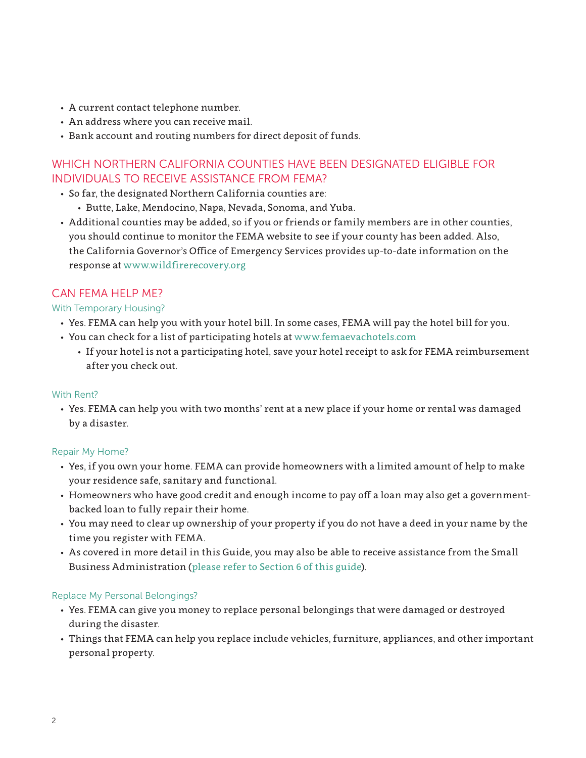- A current contact telephone number.
- An address where you can receive mail.
- Bank account and routing numbers for direct deposit of funds.

## WHICH NORTHERN CALIFORNIA COUNTIES HAVE BEEN DESIGNATED ELIGIBLE FOR INDIVIDUALS TO RECEIVE ASSISTANCE FROM FEMA?

- So far, the designated Northern California counties are:
  - Butte, Lake, Mendocino, Napa, Nevada, Sonoma, and Yuba.
- Additional counties may be added, so if you or friends or family members are in other counties, you should continue to monitor the FEMA website to see if your county has been added. Also, the California Governor's Office of Emergency Services provides up-to-date information on the response at www.wildfirerecovery.org

## CAN FEMA HELP ME?

### With Temporary Housing?

- Yes. FEMA can help you with your hotel bill. In some cases, FEMA will pay the hotel bill for you.
- You can check for a list of participating hotels at www.femaevachotels.com
  - If your hotel is not a participating hotel, save your hotel receipt to ask for FEMA reimbursement after you check out.

### With Rent?

- Yes. FEMA can help you with two months' rent at a new place if your home or rental was damaged by a disaster.

### Repair My Home?

- Yes, if you own your home. FEMA can provide homeowners with a limited amount of help to make your residence safe, sanitary and functional.
- Homeowners who have good credit and enough income to pay off a loan may also get a government-backed loan to fully repair their home.
- You may need to clear up ownership of your property if you do not have a deed in your name by the time you register with FEMA.
- As covered in more detail in this Guide, you may also be able to receive assistance from the Small Business Administration (please refer to Section 6 of this guide).

### Replace My Personal Belongings?

- Yes. FEMA can give you money to replace personal belongings that were damaged or destroyed during the disaster.
- Things that FEMA can help you replace include vehicles, furniture, appliances, and other important personal property.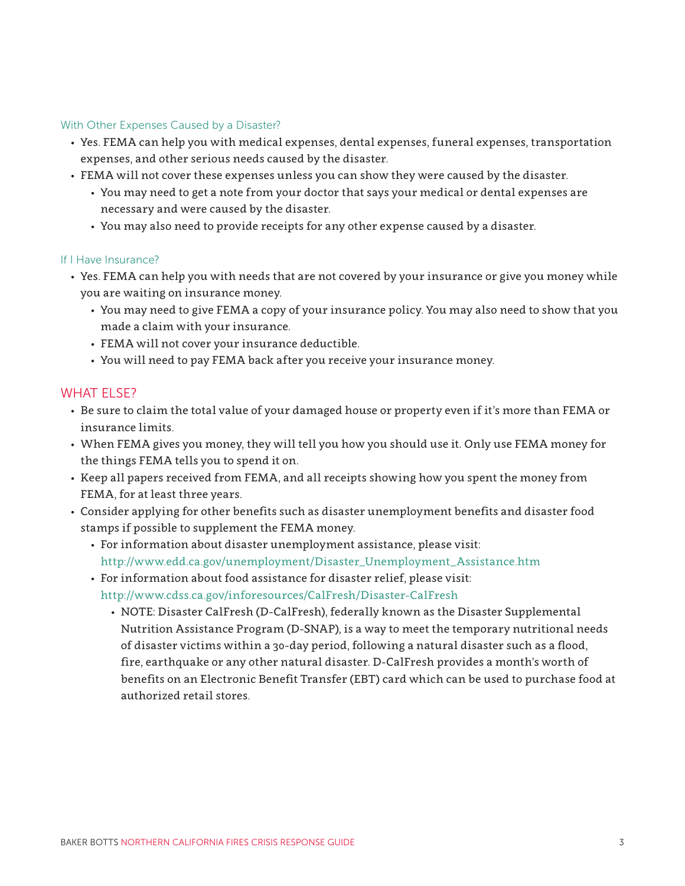### With Other Expenses Caused by a Disaster?

- Yes. FEMA can help you with medical expenses, dental expenses, funeral expenses, transportation expenses, and other serious needs caused by the disaster.
- FEMA will not cover these expenses unless you can show they were caused by the disaster.
  - You may need to get a note from your doctor that says your medical or dental expenses are necessary and were caused by the disaster.
  - You may also need to provide receipts for any other expense caused by a disaster.

### If I Have Insurance?

- Yes. FEMA can help you with needs that are not covered by your insurance or give you money while you are waiting on insurance money.
  - You may need to give FEMA a copy of your insurance policy. You may also need to show that you made a claim with your insurance.
  - FEMA will not cover your insurance deductible.
  - You will need to pay FEMA back after you receive your insurance money.

## WHAT ELSE?

- Be sure to claim the total value of your damaged house or property even if it's more than FEMA or insurance limits.
- When FEMA gives you money, they will tell you how you should use it. Only use FEMA money for the things FEMA tells you to spend it on.
- Keep all papers received from FEMA, and all receipts showing how you spent the money from FEMA, for at least three years.
- Consider applying for other benefits such as disaster unemployment benefits and disaster food stamps if possible to supplement the FEMA money.
  - For information about disaster unemployment assistance, please visit: http://www.edd.ca.gov/unemployment/Disaster_Unemployment_Assistance.htm
  - For information about food assistance for disaster relief, please visit: http://www.cdss.ca.gov/inforesources/CalFresh/Disaster-CalFresh
    - NOTE: Disaster CalFresh (D-CalFresh), federally known as the Disaster Supplemental Nutrition Assistance Program (D-SNAP), is a way to meet the temporary nutritional needs of disaster victims within a 30-day period, following a natural disaster such as a flood, fire, earthquake or any other natural disaster. D-CalFresh provides a month's worth of benefits on an Electronic Benefit Transfer (EBT) card which can be used to purchase food at authorized retail stores.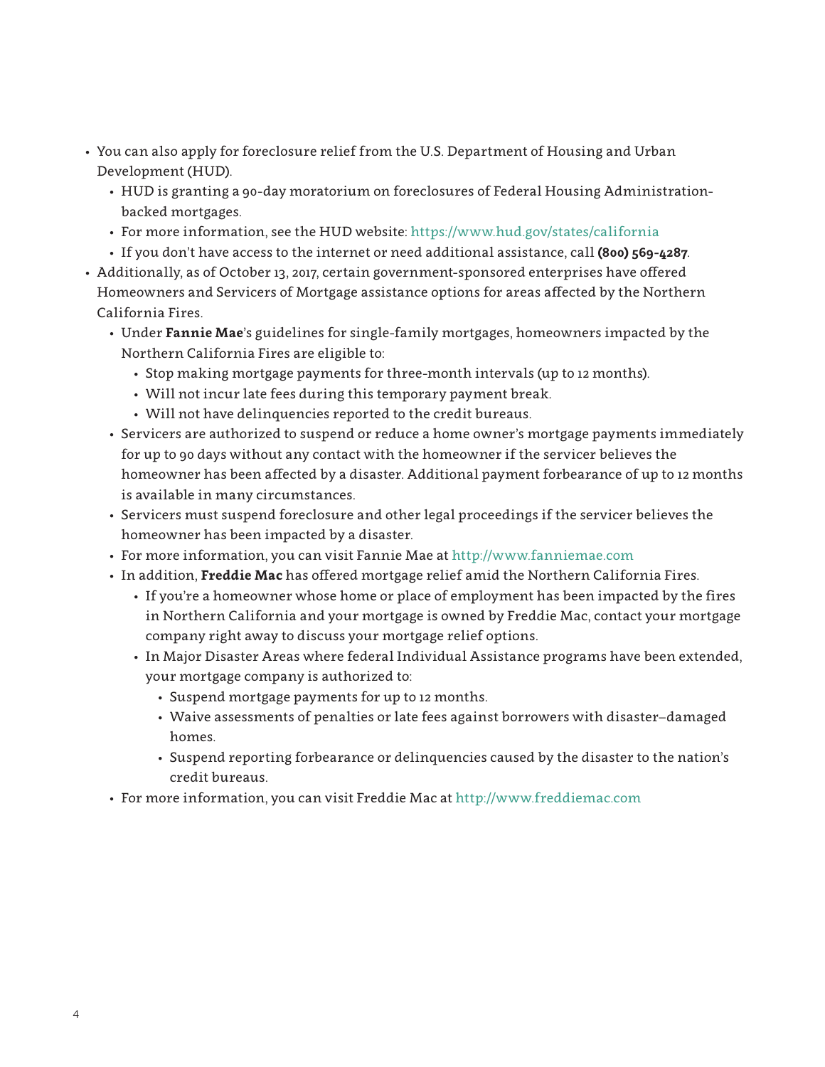- You can also apply for foreclosure relief from the U.S. Department of Housing and Urban Development (HUD).
  - HUD is granting a 90-day moratorium on foreclosures of Federal Housing Administration-backed mortgages.
  - For more information, see the HUD website: https://www.hud.gov/states/california
  - If you don't have access to the internet or need additional assistance, call **(800) 569-4287**.
- Additionally, as of October 13, 2017, certain government-sponsored enterprises have offered Homeowners and Servicers of Mortgage assistance options for areas affected by the Northern California Fires.
  - Under **Fannie Mae**'s guidelines for single-family mortgages, homeowners impacted by the Northern California Fires are eligible to:
    - Stop making mortgage payments for three-month intervals (up to 12 months).
    - Will not incur late fees during this temporary payment break.
    - Will not have delinquencies reported to the credit bureaus.
  - Servicers are authorized to suspend or reduce a home owner's mortgage payments immediately for up to 90 days without any contact with the homeowner if the servicer believes the homeowner has been affected by a disaster. Additional payment forbearance of up to 12 months is available in many circumstances.
  - Servicers must suspend foreclosure and other legal proceedings if the servicer believes the homeowner has been impacted by a disaster.
  - For more information, you can visit Fannie Mae at http://www.fanniemae.com
  - In addition, **Freddie Mac** has offered mortgage relief amid the Northern California Fires.
    - If you're a homeowner whose home or place of employment has been impacted by the fires in Northern California and your mortgage is owned by Freddie Mac, contact your mortgage company right away to discuss your mortgage relief options.
    - In Major Disaster Areas where federal Individual Assistance programs have been extended, your mortgage company is authorized to:
      - Suspend mortgage payments for up to 12 months.
      - Waive assessments of penalties or late fees against borrowers with disaster–damaged homes.
      - Suspend reporting forbearance or delinquencies caused by the disaster to the nation's credit bureaus.
  - For more information, you can visit Freddie Mac at http://www.freddiemac.com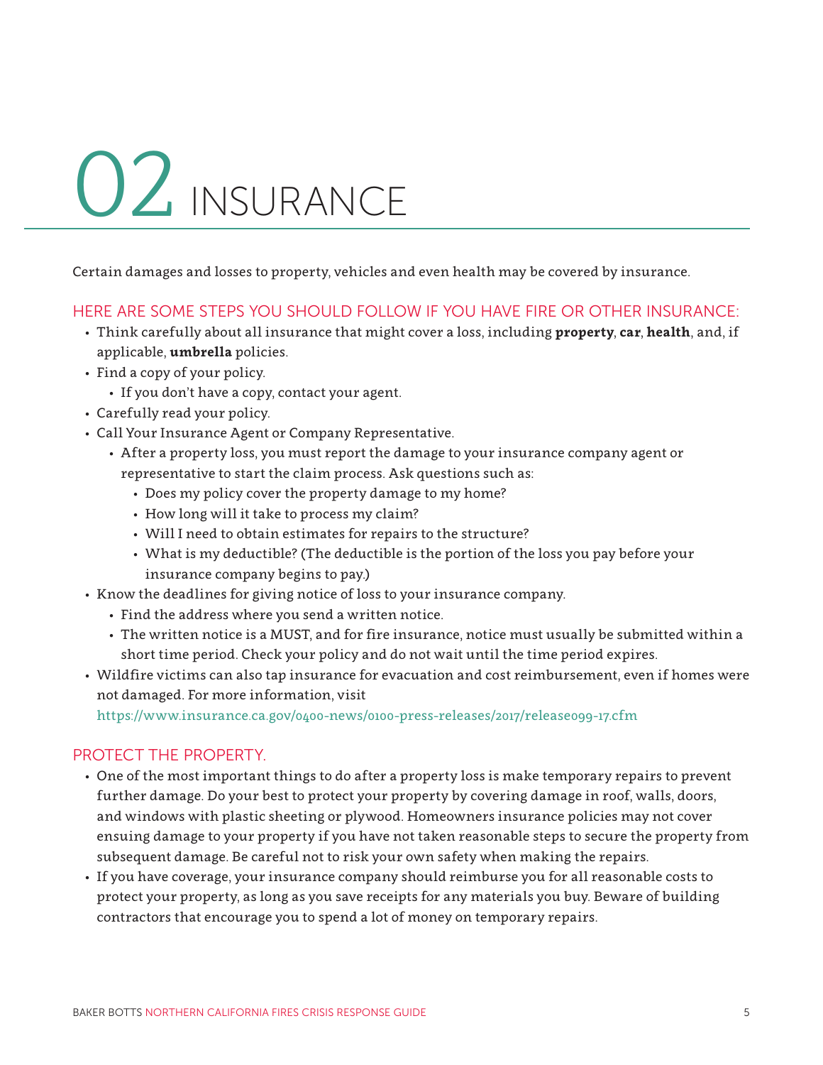# 02 INSURANCE

Certain damages and losses to property, vehicles and even health may be covered by insurance.

## HERE ARE SOME STEPS YOU SHOULD FOLLOW IF YOU HAVE FIRE OR OTHER INSURANCE:

- Think carefully about all insurance that might cover a loss, including **property**, **car**, **health**, and, if applicable, **umbrella** policies.
- Find a copy of your policy.
  - If you don't have a copy, contact your agent.
- Carefully read your policy.
- Call Your Insurance Agent or Company Representative.
  - After a property loss, you must report the damage to your insurance company agent or representative to start the claim process. Ask questions such as:
    - Does my policy cover the property damage to my home?
    - How long will it take to process my claim?
    - Will I need to obtain estimates for repairs to the structure?
    - What is my deductible? (The deductible is the portion of the loss you pay before your insurance company begins to pay.)
- Know the deadlines for giving notice of loss to your insurance company.
  - Find the address where you send a written notice.
  - The written notice is a MUST, and for fire insurance, notice must usually be submitted within a short time period. Check your policy and do not wait until the time period expires.
- Wildfire victims can also tap insurance for evacuation and cost reimbursement, even if homes were not damaged. For more information, visit https://www.insurance.ca.gov/0400-news/0100-press-releases/2017/release099-17.cfm

## PROTECT THE PROPERTY.

- One of the most important things to do after a property loss is make temporary repairs to prevent further damage. Do your best to protect your property by covering damage in roof, walls, doors, and windows with plastic sheeting or plywood. Homeowners insurance policies may not cover ensuing damage to your property if you have not taken reasonable steps to secure the property from subsequent damage. Be careful not to risk your own safety when making the repairs.
- If you have coverage, your insurance company should reimburse you for all reasonable costs to protect your property, as long as you save receipts for any materials you buy. Beware of building contractors that encourage you to spend a lot of money on temporary repairs.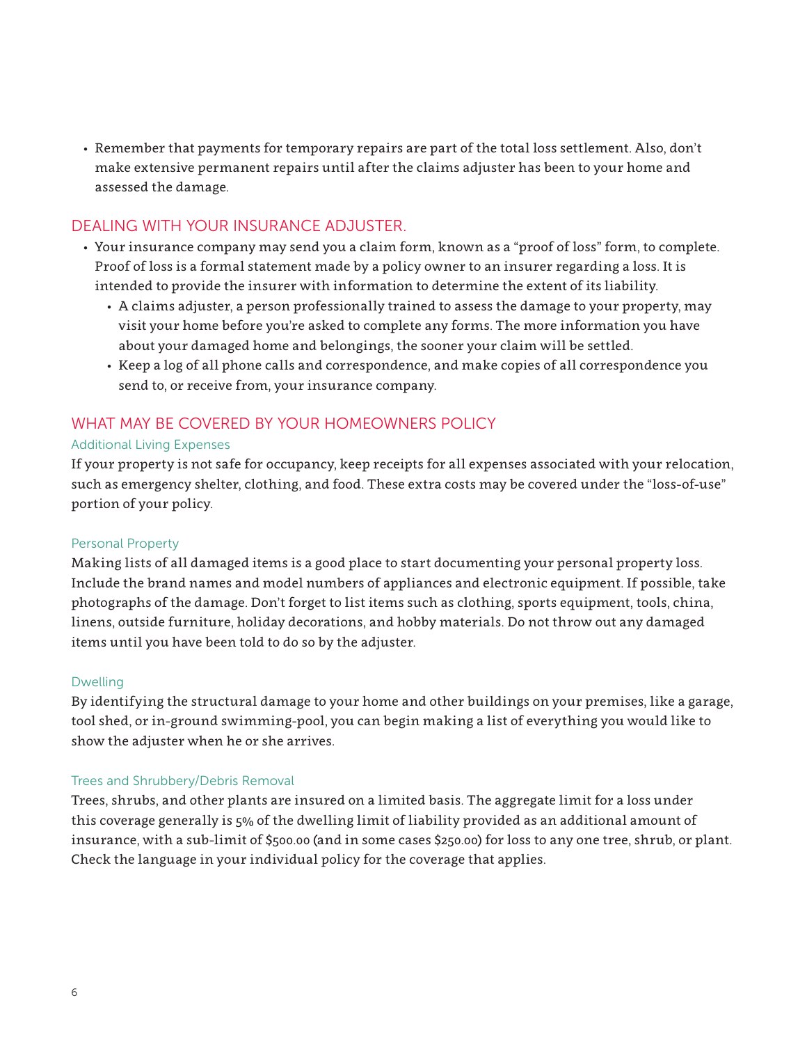- Remember that payments for temporary repairs are part of the total loss settlement. Also, don't make extensive permanent repairs until after the claims adjuster has been to your home and assessed the damage.

## DEALING WITH YOUR INSURANCE ADJUSTER.

- Your insurance company may send you a claim form, known as a "proof of loss" form, to complete. Proof of loss is a formal statement made by a policy owner to an insurer regarding a loss. It is intended to provide the insurer with information to determine the extent of its liability.
  - A claims adjuster, a person professionally trained to assess the damage to your property, may visit your home before you're asked to complete any forms. The more information you have about your damaged home and belongings, the sooner your claim will be settled.
  - Keep a log of all phone calls and correspondence, and make copies of all correspondence you send to, or receive from, your insurance company.

## WHAT MAY BE COVERED BY YOUR HOMEOWNERS POLICY

### Additional Living Expenses

If your property is not safe for occupancy, keep receipts for all expenses associated with your relocation, such as emergency shelter, clothing, and food. These extra costs may be covered under the "loss-of-use" portion of your policy.

### Personal Property

Making lists of all damaged items is a good place to start documenting your personal property loss. Include the brand names and model numbers of appliances and electronic equipment. If possible, take photographs of the damage. Don't forget to list items such as clothing, sports equipment, tools, china, linens, outside furniture, holiday decorations, and hobby materials. Do not throw out any damaged items until you have been told to do so by the adjuster.

### Dwelling

By identifying the structural damage to your home and other buildings on your premises, like a garage, tool shed, or in-ground swimming-pool, you can begin making a list of everything you would like to show the adjuster when he or she arrives.

### Trees and Shrubbery/Debris Removal

Trees, shrubs, and other plants are insured on a limited basis. The aggregate limit for a loss under this coverage generally is 5% of the dwelling limit of liability provided as an additional amount of insurance, with a sub-limit of $500.00 (and in some cases $250.00) for loss to any one tree, shrub, or plant. Check the language in your individual policy for the coverage that applies.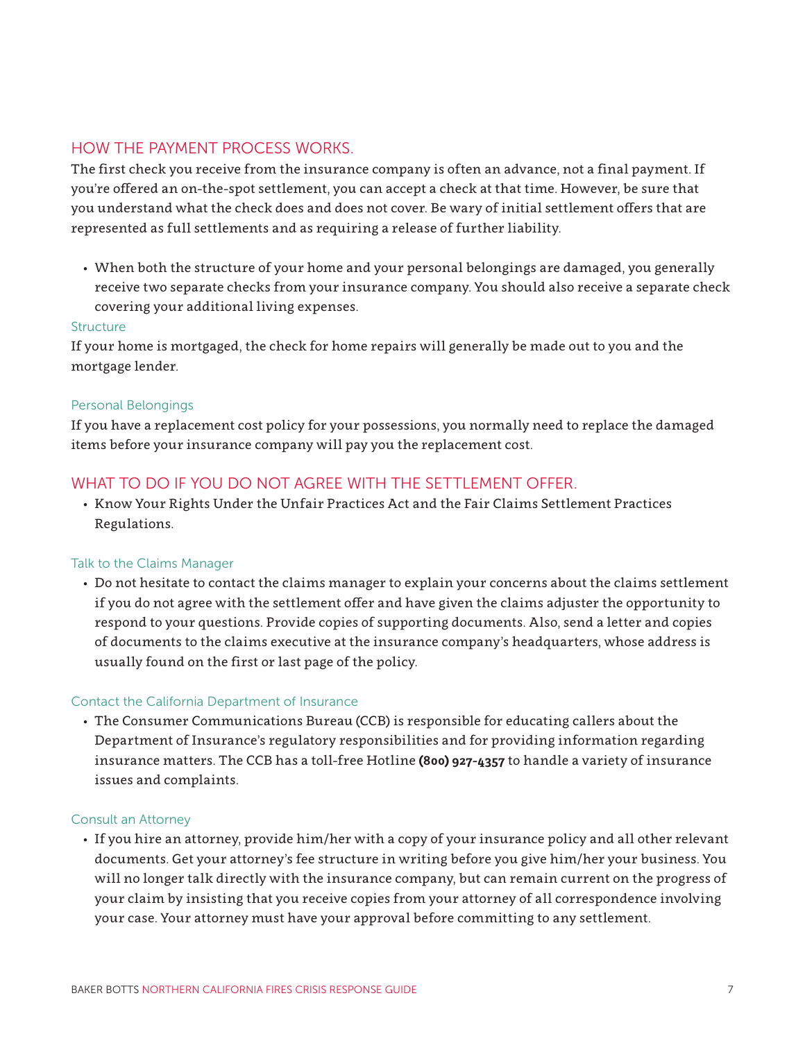## HOW THE PAYMENT PROCESS WORKS.

The first check you receive from the insurance company is often an advance, not a final payment. If you're offered an on-the-spot settlement, you can accept a check at that time. However, be sure that you understand what the check does and does not cover. Be wary of initial settlement offers that are represented as full settlements and as requiring a release of further liability.

- When both the structure of your home and your personal belongings are damaged, you generally receive two separate checks from your insurance company. You should also receive a separate check covering your additional living expenses.

### Structure

If your home is mortgaged, the check for home repairs will generally be made out to you and the mortgage lender.

### Personal Belongings

If you have a replacement cost policy for your possessions, you normally need to replace the damaged items before your insurance company will pay you the replacement cost.

## WHAT TO DO IF YOU DO NOT AGREE WITH THE SETTLEMENT OFFER.

- Know Your Rights Under the Unfair Practices Act and the Fair Claims Settlement Practices Regulations.

### Talk to the Claims Manager

- Do not hesitate to contact the claims manager to explain your concerns about the claims settlement if you do not agree with the settlement offer and have given the claims adjuster the opportunity to respond to your questions. Provide copies of supporting documents. Also, send a letter and copies of documents to the claims executive at the insurance company's headquarters, whose address is usually found on the first or last page of the policy.

### Contact the California Department of Insurance

- The Consumer Communications Bureau (CCB) is responsible for educating callers about the Department of Insurance's regulatory responsibilities and for providing information regarding insurance matters. The CCB has a toll-free Hotline **(800) 927-4357** to handle a variety of insurance issues and complaints.

### Consult an Attorney

- If you hire an attorney, provide him/her with a copy of your insurance policy and all other relevant documents. Get your attorney's fee structure in writing before you give him/her your business. You will no longer talk directly with the insurance company, but can remain current on the progress of your claim by insisting that you receive copies from your attorney of all correspondence involving your case. Your attorney must have your approval before committing to any settlement.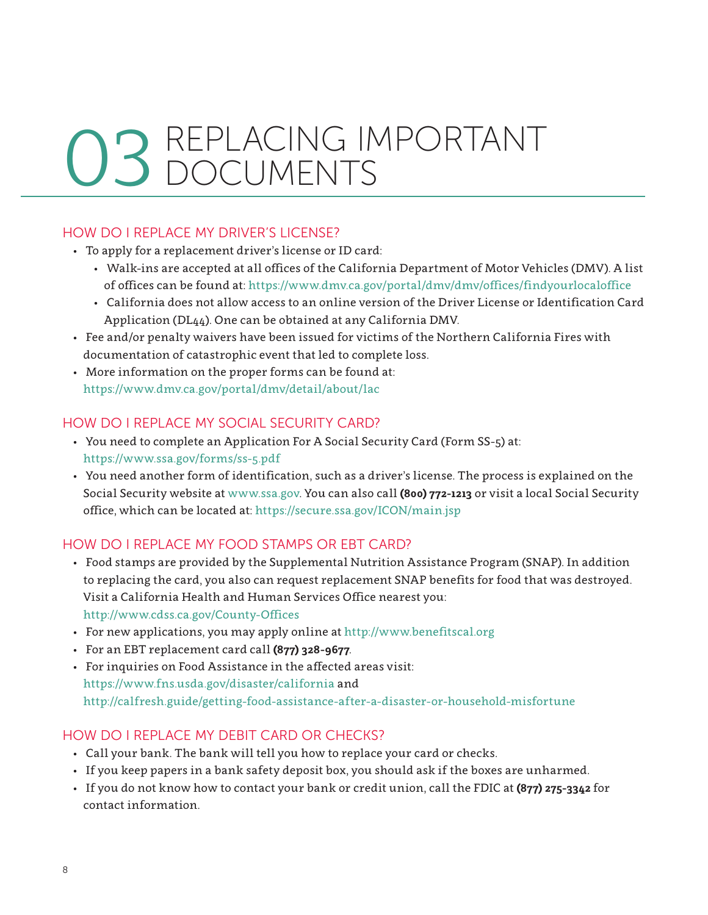# 03 REPLACING IMPORTANT DOCUMENTS

## HOW DO I REPLACE MY DRIVER'S LICENSE?

- To apply for a replacement driver's license or ID card:
  - Walk-ins are accepted at all offices of the California Department of Motor Vehicles (DMV). A list of offices can be found at: https://www.dmv.ca.gov/portal/dmv/dmv/offices/findyourlocaloffice
  - California does not allow access to an online version of the Driver License or Identification Card Application (DL44). One can be obtained at any California DMV.
- Fee and/or penalty waivers have been issued for victims of the Northern California Fires with documentation of catastrophic event that led to complete loss.
- More information on the proper forms can be found at: https://www.dmv.ca.gov/portal/dmv/detail/about/lac

## HOW DO I REPLACE MY SOCIAL SECURITY CARD?

- You need to complete an Application For A Social Security Card (Form SS-5) at: https://www.ssa.gov/forms/ss-5.pdf
- You need another form of identification, such as a driver's license. The process is explained on the Social Security website at www.ssa.gov. You can also call **(800) 772-1213** or visit a local Social Security office, which can be located at: https://secure.ssa.gov/ICON/main.jsp

## HOW DO I REPLACE MY FOOD STAMPS OR EBT CARD?

- Food stamps are provided by the Supplemental Nutrition Assistance Program (SNAP). In addition to replacing the card, you also can request replacement SNAP benefits for food that was destroyed. Visit a California Health and Human Services Office nearest you: http://www.cdss.ca.gov/County-Offices
- For new applications, you may apply online at http://www.benefitscal.org
- For an EBT replacement card call **(877) 328-9677**.
- For inquiries on Food Assistance in the affected areas visit: https://www.fns.usda.gov/disaster/california and http://calfresh.guide/getting-food-assistance-after-a-disaster-or-household-misfortune

## HOW DO I REPLACE MY DEBIT CARD OR CHECKS?

- Call your bank. The bank will tell you how to replace your card or checks.
- If you keep papers in a bank safety deposit box, you should ask if the boxes are unharmed.
- If you do not know how to contact your bank or credit union, call the FDIC at **(877) 275-3342** for contact information.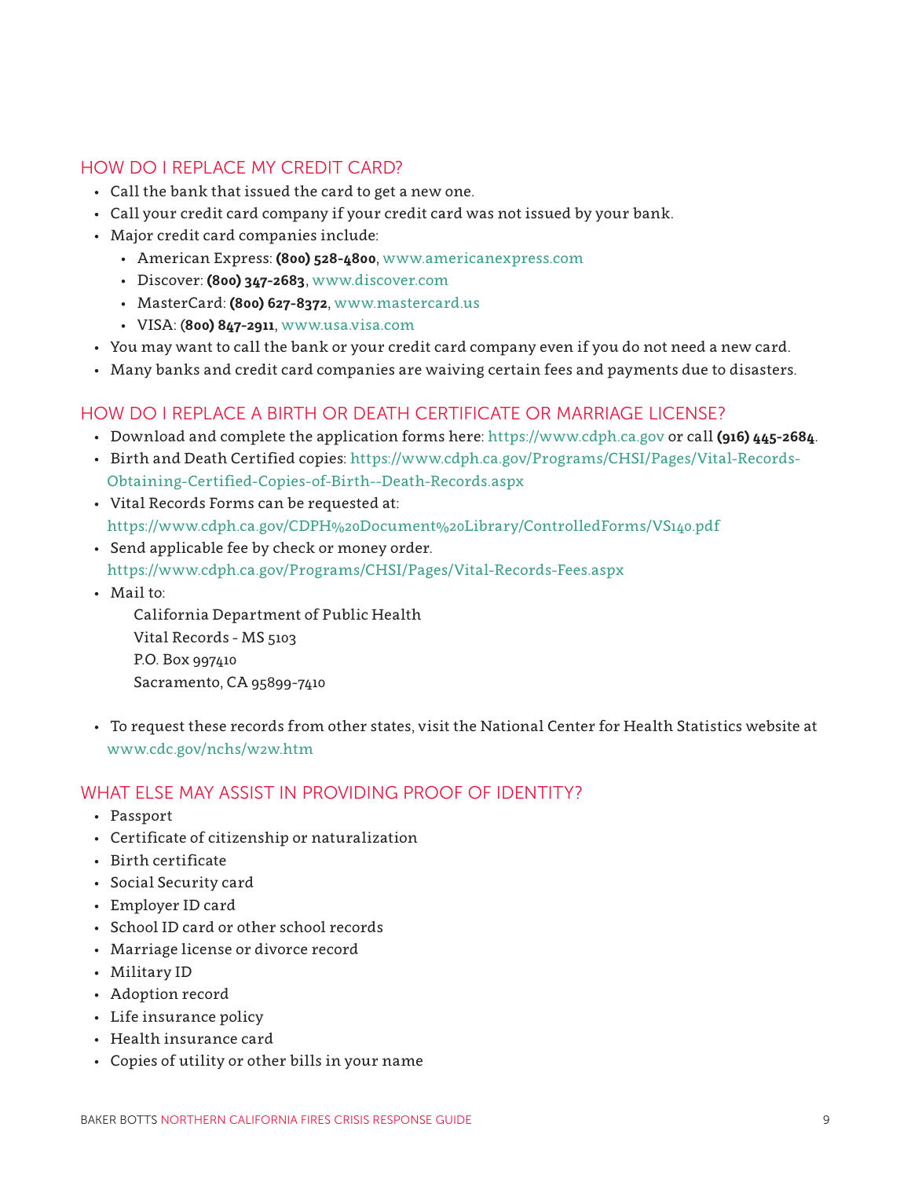## HOW DO I REPLACE MY CREDIT CARD?

- Call the bank that issued the card to get a new one.
- Call your credit card company if your credit card was not issued by your bank.
- Major credit card companies include:
  - American Express: **(800) 528-4800**, www.americanexpress.com
  - Discover: **(800) 347-2683**, www.discover.com
  - MasterCard: **(800) 627-8372**, www.mastercard.us
  - VISA: **(800) 847-2911**, www.usa.visa.com
- You may want to call the bank or your credit card company even if you do not need a new card.
- Many banks and credit card companies are waiving certain fees and payments due to disasters.

## HOW DO I REPLACE A BIRTH OR DEATH CERTIFICATE OR MARRIAGE LICENSE?

- Download and complete the application forms here: https://www.cdph.ca.gov or call **(916) 445-2684**.
- Birth and Death Certified copies: https://www.cdph.ca.gov/Programs/CHSI/Pages/Vital-Records-Obtaining-Certified-Copies-of-Birth--Death-Records.aspx
- Vital Records Forms can be requested at: https://www.cdph.ca.gov/CDPH%20Document%20Library/ControlledForms/VS140.pdf
- Send applicable fee by check or money order. https://www.cdph.ca.gov/Programs/CHSI/Pages/Vital-Records-Fees.aspx
- Mail to:

  California Department of Public Health
  Vital Records - MS 5103
  P.O. Box 997410
  Sacramento, CA 95899-7410

- To request these records from other states, visit the National Center for Health Statistics website at www.cdc.gov/nchs/w2w.htm

## WHAT ELSE MAY ASSIST IN PROVIDING PROOF OF IDENTITY?

- Passport
- Certificate of citizenship or naturalization
- Birth certificate
- Social Security card
- Employer ID card
- School ID card or other school records
- Marriage license or divorce record
- Military ID
- Adoption record
- Life insurance policy
- Health insurance card
- Copies of utility or other bills in your name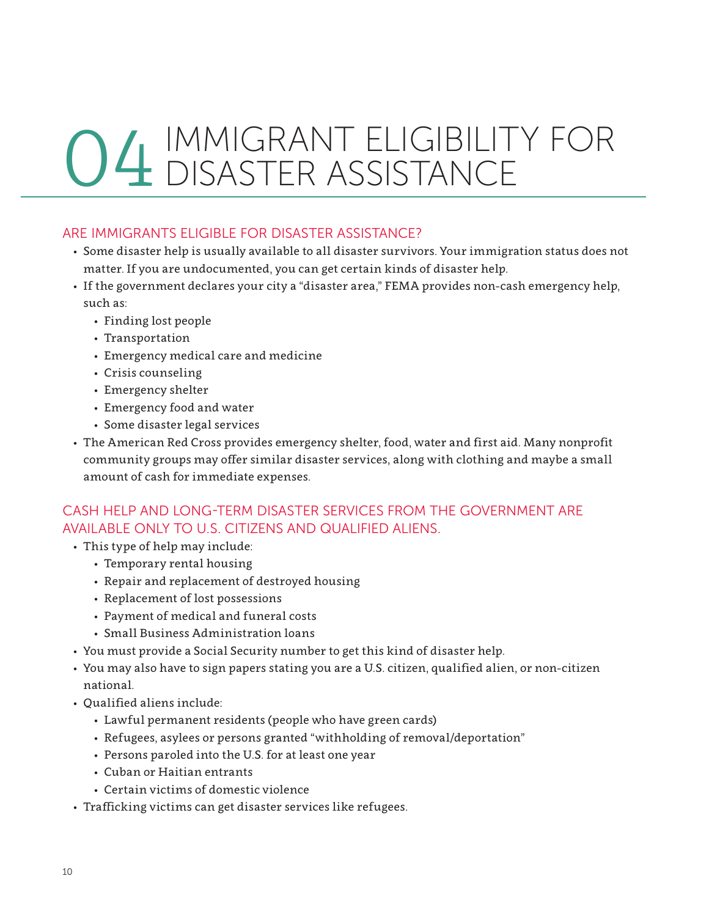# 04 IMMIGRANT ELIGIBILITY FOR DISASTER ASSISTANCE

## ARE IMMIGRANTS ELIGIBLE FOR DISASTER ASSISTANCE?

- Some disaster help is usually available to all disaster survivors. Your immigration status does not matter. If you are undocumented, you can get certain kinds of disaster help.
- If the government declares your city a "disaster area," FEMA provides non-cash emergency help, such as:
  - Finding lost people
  - Transportation
  - Emergency medical care and medicine
  - Crisis counseling
  - Emergency shelter
  - Emergency food and water
  - Some disaster legal services
- The American Red Cross provides emergency shelter, food, water and first aid. Many nonprofit community groups may offer similar disaster services, along with clothing and maybe a small amount of cash for immediate expenses.

## CASH HELP AND LONG-TERM DISASTER SERVICES FROM THE GOVERNMENT ARE AVAILABLE ONLY TO U.S. CITIZENS AND QUALIFIED ALIENS.

- This type of help may include:
  - Temporary rental housing
  - Repair and replacement of destroyed housing
  - Replacement of lost possessions
  - Payment of medical and funeral costs
  - Small Business Administration loans
- You must provide a Social Security number to get this kind of disaster help.
- You may also have to sign papers stating you are a U.S. citizen, qualified alien, or non-citizen national.
- Qualified aliens include:
  - Lawful permanent residents (people who have green cards)
  - Refugees, asylees or persons granted "withholding of removal/deportation"
  - Persons paroled into the U.S. for at least one year
  - Cuban or Haitian entrants
  - Certain victims of domestic violence
- Trafficking victims can get disaster services like refugees.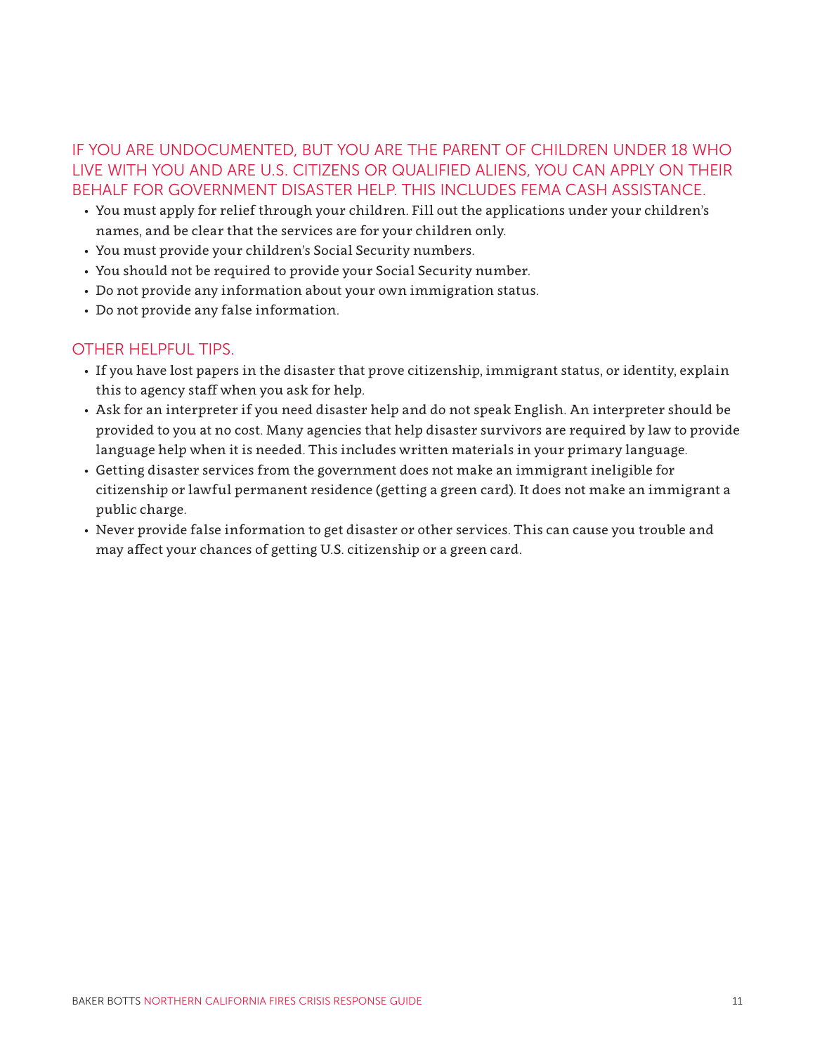## IF YOU ARE UNDOCUMENTED, BUT YOU ARE THE PARENT OF CHILDREN UNDER 18 WHO LIVE WITH YOU AND ARE U.S. CITIZENS OR QUALIFIED ALIENS, YOU CAN APPLY ON THEIR BEHALF FOR GOVERNMENT DISASTER HELP. THIS INCLUDES FEMA CASH ASSISTANCE.

- You must apply for relief through your children. Fill out the applications under your children's names, and be clear that the services are for your children only.
- You must provide your children's Social Security numbers.
- You should not be required to provide your Social Security number.
- Do not provide any information about your own immigration status.
- Do not provide any false information.

## OTHER HELPFUL TIPS.

- If you have lost papers in the disaster that prove citizenship, immigrant status, or identity, explain this to agency staff when you ask for help.
- Ask for an interpreter if you need disaster help and do not speak English. An interpreter should be provided to you at no cost. Many agencies that help disaster survivors are required by law to provide language help when it is needed. This includes written materials in your primary language.
- Getting disaster services from the government does not make an immigrant ineligible for citizenship or lawful permanent residence (getting a green card). It does not make an immigrant a public charge.
- Never provide false information to get disaster or other services. This can cause you trouble and may affect your chances of getting U.S. citizenship or a green card.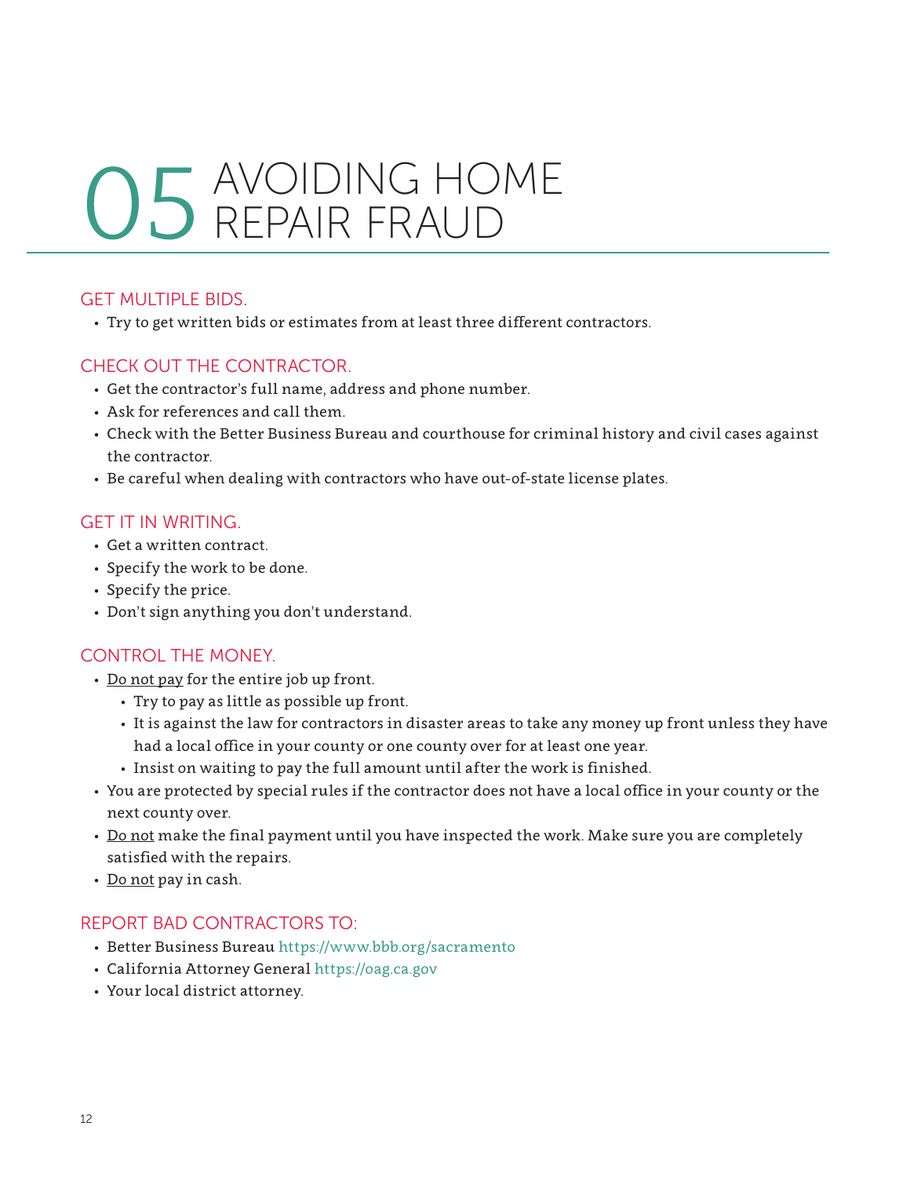# 05 AVOIDING HOME REPAIR FRAUD

## GET MULTIPLE BIDS.

- Try to get written bids or estimates from at least three different contractors.

## CHECK OUT THE CONTRACTOR.

- Get the contractor's full name, address and phone number.
- Ask for references and call them.
- Check with the Better Business Bureau and courthouse for criminal history and civil cases against the contractor.
- Be careful when dealing with contractors who have out-of-state license plates.

## GET IT IN WRITING.

- Get a written contract.
- Specify the work to be done.
- Specify the price.
- Don't sign anything you don't understand.

## CONTROL THE MONEY.

- <u>Do not pay</u> for the entire job up front.
  - Try to pay as little as possible up front.
  - It is against the law for contractors in disaster areas to take any money up front unless they have had a local office in your county or one county over for at least one year.
  - Insist on waiting to pay the full amount until after the work is finished.
- You are protected by special rules if the contractor does not have a local office in your county or the next county over.
- <u>Do not</u> make the final payment until you have inspected the work. Make sure you are completely satisfied with the repairs.
- <u>Do not</u> pay in cash.

## REPORT BAD CONTRACTORS TO:

- Better Business Bureau https://www.bbb.org/sacramento
- California Attorney General https://oag.ca.gov
- Your local district attorney.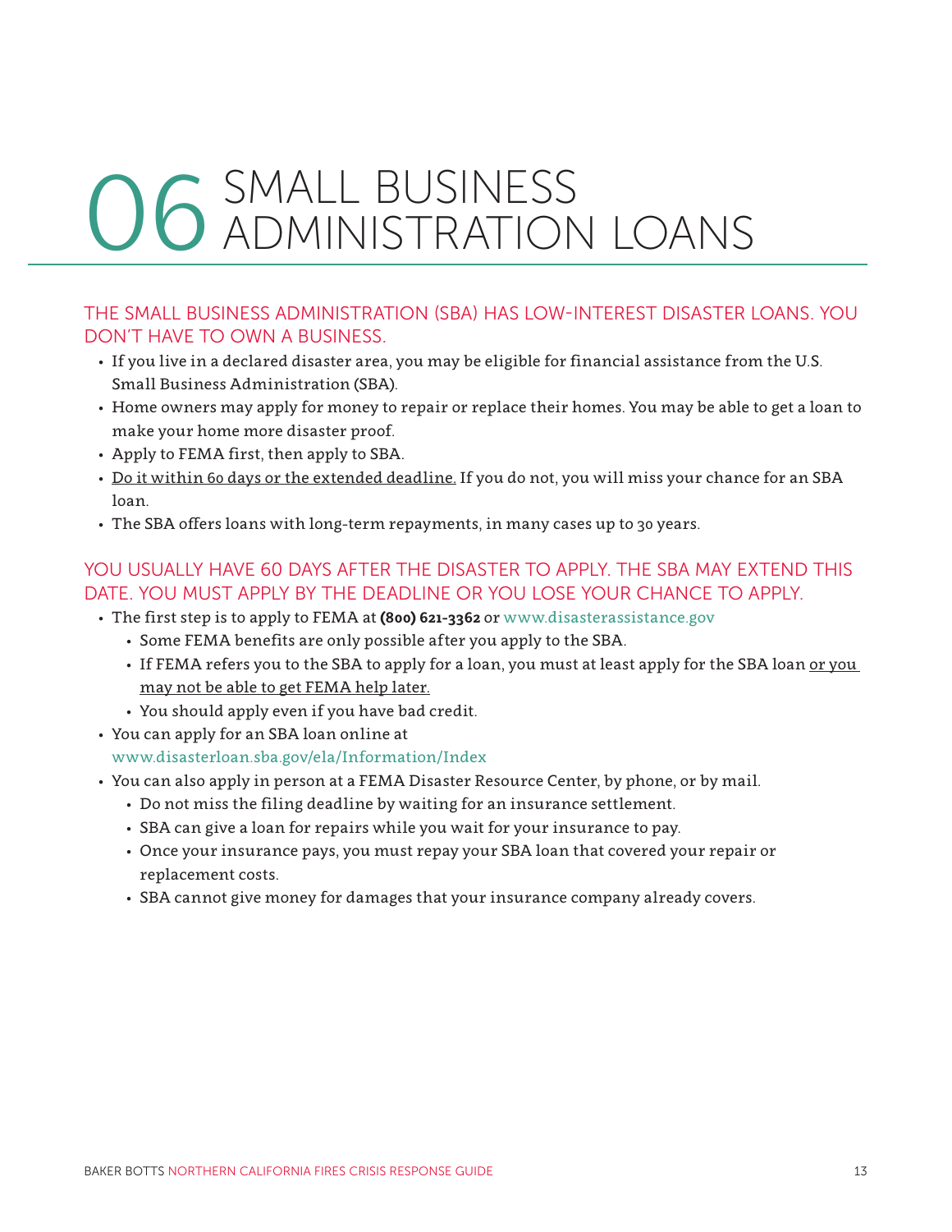# 06 SMALL BUSINESS ADMINISTRATION LOANS

## THE SMALL BUSINESS ADMINISTRATION (SBA) HAS LOW-INTEREST DISASTER LOANS. YOU DON'T HAVE TO OWN A BUSINESS.

- If you live in a declared disaster area, you may be eligible for financial assistance from the U.S. Small Business Administration (SBA).
- Home owners may apply for money to repair or replace their homes. You may be able to get a loan to make your home more disaster proof.
- Apply to FEMA first, then apply to SBA.
- <u>Do it within 60 days or the extended deadline.</u> If you do not, you will miss your chance for an SBA loan.
- The SBA offers loans with long-term repayments, in many cases up to 30 years.

## YOU USUALLY HAVE 60 DAYS AFTER THE DISASTER TO APPLY. THE SBA MAY EXTEND THIS DATE. YOU MUST APPLY BY THE DEADLINE OR YOU LOSE YOUR CHANCE TO APPLY.

- The first step is to apply to FEMA at **(800) 621-3362** or www.disasterassistance.gov
  - Some FEMA benefits are only possible after you apply to the SBA.
  - If FEMA refers you to the SBA to apply for a loan, you must at least apply for the SBA loan <u>or you may not be able to get FEMA help later.</u>
  - You should apply even if you have bad credit.
- You can apply for an SBA loan online at www.disasterloan.sba.gov/ela/Information/Index
- You can also apply in person at a FEMA Disaster Resource Center, by phone, or by mail.
  - Do not miss the filing deadline by waiting for an insurance settlement.
  - SBA can give a loan for repairs while you wait for your insurance to pay.
  - Once your insurance pays, you must repay your SBA loan that covered your repair or replacement costs.
  - SBA cannot give money for damages that your insurance company already covers.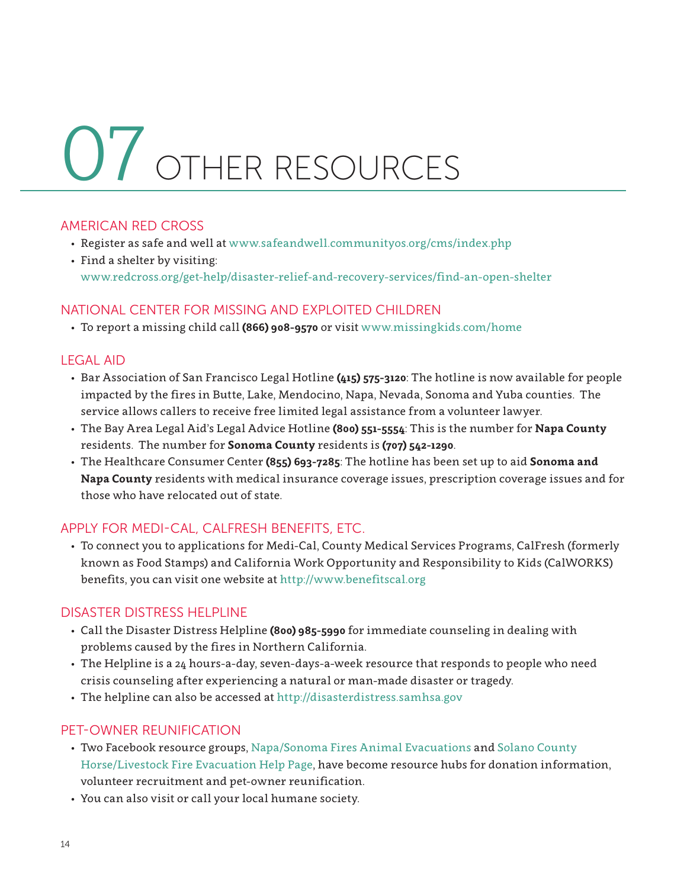# 07 OTHER RESOURCES

## AMERICAN RED CROSS

- Register as safe and well at www.safeandwell.communityos.org/cms/index.php
- Find a shelter by visiting: www.redcross.org/get-help/disaster-relief-and-recovery-services/find-an-open-shelter

## NATIONAL CENTER FOR MISSING AND EXPLOITED CHILDREN

- To report a missing child call **(866) 908-9570** or visit www.missingkids.com/home

## LEGAL AID

- Bar Association of San Francisco Legal Hotline **(415) 575-3120**: The hotline is now available for people impacted by the fires in Butte, Lake, Mendocino, Napa, Nevada, Sonoma and Yuba counties. The service allows callers to receive free limited legal assistance from a volunteer lawyer.
- The Bay Area Legal Aid's Legal Advice Hotline **(800) 551-5554**: This is the number for **Napa County** residents. The number for **Sonoma County** residents is **(707) 542-1290**.
- The Healthcare Consumer Center **(855) 693-7285**: The hotline has been set up to aid **Sonoma and Napa County** residents with medical insurance coverage issues, prescription coverage issues and for those who have relocated out of state.

## APPLY FOR MEDI-CAL, CALFRESH BENEFITS, ETC.

- To connect you to applications for Medi-Cal, County Medical Services Programs, CalFresh (formerly known as Food Stamps) and California Work Opportunity and Responsibility to Kids (CalWORKS) benefits, you can visit one website at http://www.benefitscal.org

## DISASTER DISTRESS HELPLINE

- Call the Disaster Distress Helpline **(800) 985-5990** for immediate counseling in dealing with problems caused by the fires in Northern California.
- The Helpline is a 24 hours-a-day, seven-days-a-week resource that responds to people who need crisis counseling after experiencing a natural or man-made disaster or tragedy.
- The helpline can also be accessed at http://disasterdistress.samhsa.gov

## PET-OWNER REUNIFICATION

- Two Facebook resource groups, Napa/Sonoma Fires Animal Evacuations and Solano County Horse/Livestock Fire Evacuation Help Page, have become resource hubs for donation information, volunteer recruitment and pet-owner reunification.
- You can also visit or call your local humane society.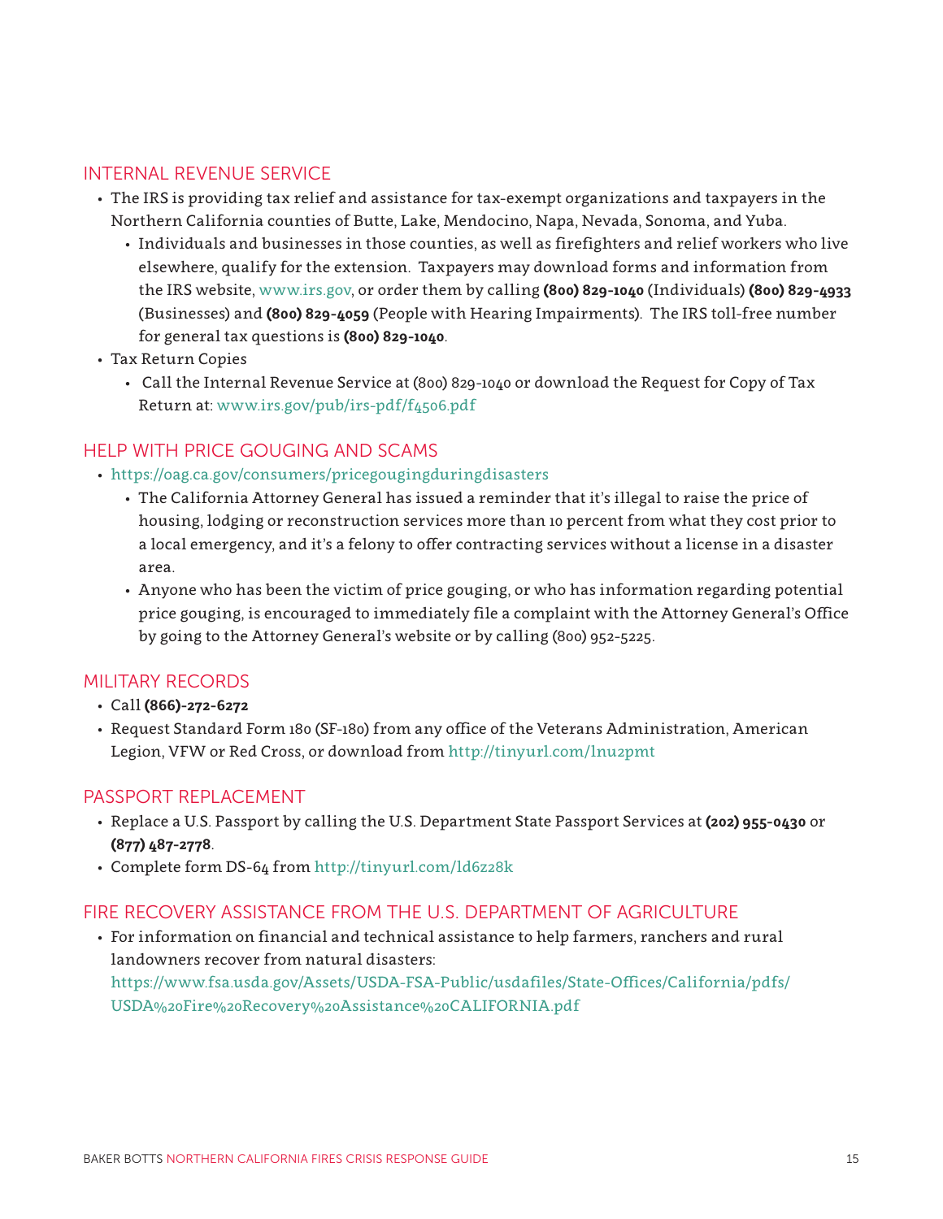## INTERNAL REVENUE SERVICE

- The IRS is providing tax relief and assistance for tax-exempt organizations and taxpayers in the Northern California counties of Butte, Lake, Mendocino, Napa, Nevada, Sonoma, and Yuba.
  - Individuals and businesses in those counties, as well as firefighters and relief workers who live elsewhere, qualify for the extension. Taxpayers may download forms and information from the IRS website, www.irs.gov, or order them by calling **(800) 829-1040** (Individuals) **(800) 829-4933** (Businesses) and **(800) 829-4059** (People with Hearing Impairments). The IRS toll-free number for general tax questions is **(800) 829-1040**.
- Tax Return Copies
  - Call the Internal Revenue Service at (800) 829-1040 or download the Request for Copy of Tax Return at: www.irs.gov/pub/irs-pdf/f4506.pdf

## HELP WITH PRICE GOUGING AND SCAMS

- https://oag.ca.gov/consumers/pricegougingduringdisasters
  - The California Attorney General has issued a reminder that it's illegal to raise the price of housing, lodging or reconstruction services more than 10 percent from what they cost prior to a local emergency, and it's a felony to offer contracting services without a license in a disaster area.
  - Anyone who has been the victim of price gouging, or who has information regarding potential price gouging, is encouraged to immediately file a complaint with the Attorney General's Office by going to the Attorney General's website or by calling (800) 952-5225.

## MILITARY RECORDS

- Call **(866)-272-6272**
- Request Standard Form 180 (SF-180) from any office of the Veterans Administration, American Legion, VFW or Red Cross, or download from http://tinyurl.com/lnu2pmt

## PASSPORT REPLACEMENT

- Replace a U.S. Passport by calling the U.S. Department State Passport Services at **(202) 955-0430** or **(877) 487-2778**.
- Complete form DS-64 from http://tinyurl.com/ld6z28k

## FIRE RECOVERY ASSISTANCE FROM THE U.S. DEPARTMENT OF AGRICULTURE

- For information on financial and technical assistance to help farmers, ranchers and rural landowners recover from natural disasters: https://www.fsa.usda.gov/Assets/USDA-FSA-Public/usdafiles/State-Offices/California/pdfs/USDA%20Fire%20Recovery%20Assistance%20CALIFORNIA.pdf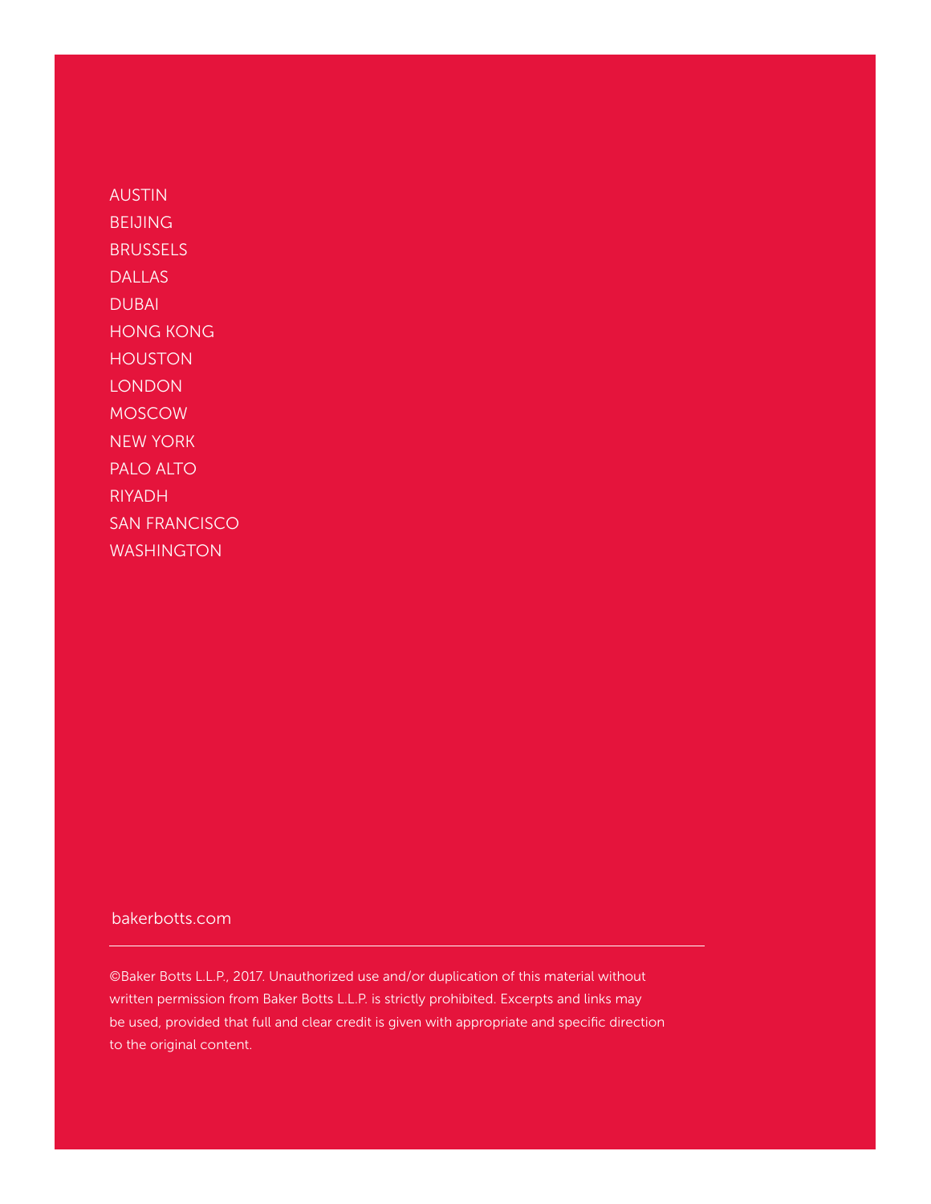AUSTIN
BEIJING
BRUSSELS
DALLAS
DUBAI
HONG KONG
HOUSTON
LONDON
MOSCOW
NEW YORK
PALO ALTO
RIYADH
SAN FRANCISCO
WASHINGTON

bakerbotts.com

---

©Baker Botts L.L.P., 2017. Unauthorized use and/or duplication of this material without written permission from Baker Botts L.L.P. is strictly prohibited. Excerpts and links may be used, provided that full and clear credit is given with appropriate and specific direction to the original content.